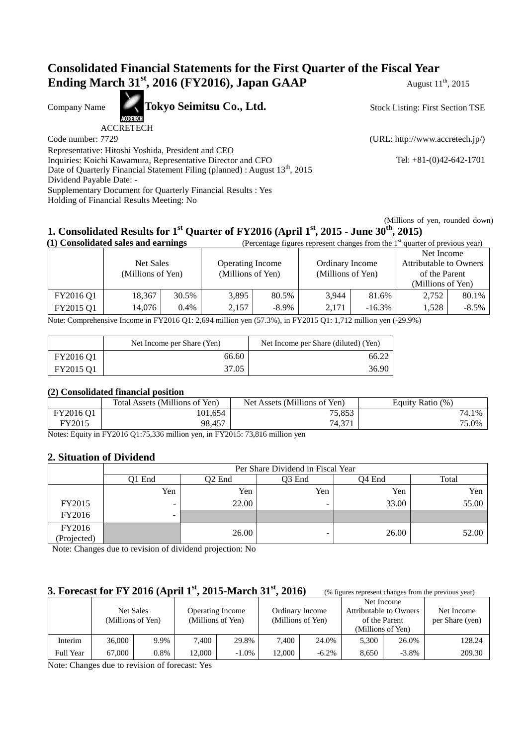# Consolidated Financial Statements for the First Quarter of the Fiscal Year Ending March 31st, 2016 (FY2016), Japan GAAP

August 11th, 2015

Company Name **Tokyo Seimitsu Co., Ltd.** Stock Listing: First Section TSE

ACCRETECH

Code number: 7729 (URL: http://www.accretech.jp/)

Representative: Hitoshi Yoshida, President and CEO

Inquiries: Koichi Kawamura, Representative Director and CFO Tel: +81-(0)42-642-1701

Date of Quarterly Financial Statement Filing (planned) : August 13th, 2015

Dividend Payable Date: -

Supplementary Document for Quarterly Financial Results : Yes

Holding of Financial Results Meeting: No

(Millions of yen, rounded down)

## 1. Consolidated Results for 1st Quarter of FY2016 (April 1st, 2015 - June 30th, 2015)

**(1) Consolidated sales and earnings** (Percentage figures represent changes from the 1st quarter of previous year)

| | Net Sales (Millions of Yen) | | Operating Income (Millions of Yen) | | Ordinary Income (Millions of Yen) | | Net Income Attributable to Owners of the Parent (Millions of Yen) | |
|---|---|---|---|---|---|---|---|---|
| FY2016 Q1 | 18,367 | 30.5% | 3,895 | 80.5% | 3,944 | 81.6% | 2,752 | 80.1% |
| FY2015 Q1 | 14,076 | 0.4% | 2,157 | -8.9% | 2,171 | -16.3% | 1,528 | -8.5% |

Note: Comprehensive Income in FY2016 Q1: 2,694 million yen (57.3%), in FY2015 Q1: 1,712 million yen (-29.9%)

| | Net Income per Share (Yen) | Net Income per Share (diluted) (Yen) |
|---|---|---|
| FY2016 Q1 | 66.60 | 66.22 |
| FY2015 Q1 | 37.05 | 36.90 |

**(2) Consolidated financial position**

| | Total Assets (Millions of Yen) | Net Assets (Millions of Yen) | Equity Ratio (%) |
|---|---|---|---|
| FY2016 Q1 | 101,654 | 75,853 | 74.1% |
| FY2015 | 98,457 | 74,371 | 75.0% |

Notes: Equity in FY2016 Q1:75,336 million yen, in FY2015: 73,816 million yen

## 2. Situation of Dividend

| | Per Share Dividend in Fiscal Year | | | | |
|---|---|---|---|---|---|
| | Q1 End | Q2 End | Q3 End | Q4 End | Total |
| | Yen | Yen | Yen | Yen | Yen |
| FY2015 | - | 22.00 | - | 33.00 | 55.00 |
| FY2016 | - | | | | |
| FY2016 (Projected) | | 26.00 | - | 26.00 | 52.00 |

Note: Changes due to revision of dividend projection: No

## 3. Forecast for FY 2016 (April 1st, 2015-March 31st, 2016)

(% figures represent changes from the previous year)

| | Net Sales (Millions of Yen) | | Operating Income (Millions of Yen) | | Ordinary Income (Millions of Yen) | | Net Income Attributable to Owners of the Parent (Millions of Yen) | | Net Income per Share (yen) |
|---|---|---|---|---|---|---|---|---|---|
| Interim | 36,000 | 9.9% | 7,400 | 29.8% | 7,400 | 24.0% | 5,300 | 26.0% | 128.24 |
| Full Year | 67,000 | 0.8% | 12,000 | -1.0% | 12,000 | -6.2% | 8,650 | -3.8% | 209.30 |

Note: Changes due to revision of forecast: Yes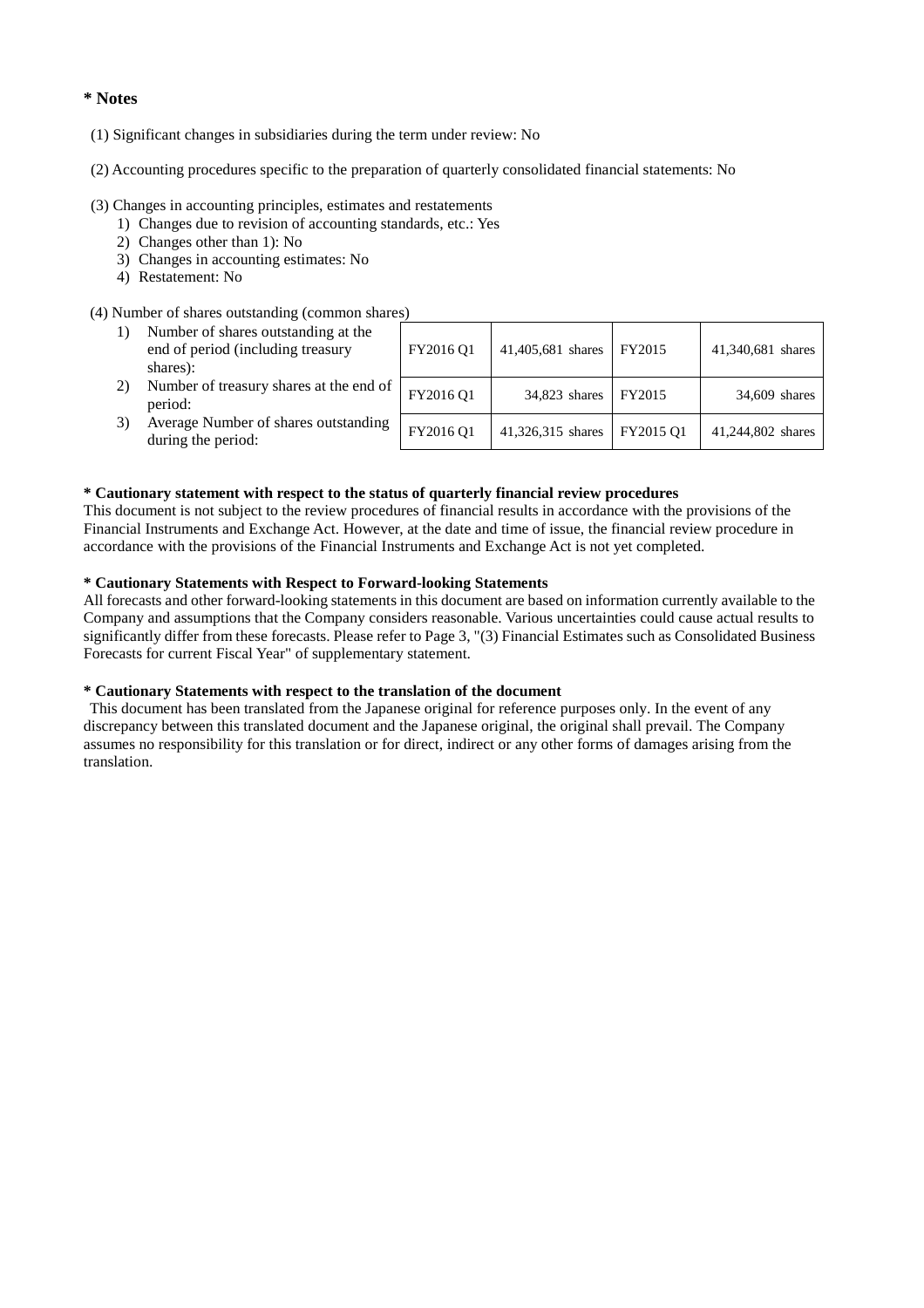**\* Notes**

(1) Significant changes in subsidiaries during the term under review: No

(2) Accounting procedures specific to the preparation of quarterly consolidated financial statements: No

(3) Changes in accounting principles, estimates and restatements

1) Changes due to revision of accounting standards, etc.: Yes
2) Changes other than 1): No
3) Changes in accounting estimates: No
4) Restatement: No

(4) Number of shares outstanding (common shares)

| | | | | |
|---|---|---|---|---|
| 1) Number of shares outstanding at the end of period (including treasury shares): | FY2016 Q1 | 41,405,681 shares | FY2015 | 41,340,681 shares |
| 2) Number of treasury shares at the end of period: | FY2016 Q1 | 34,823 shares | FY2015 | 34,609 shares |
| 3) Average Number of shares outstanding during the period: | FY2016 Q1 | 41,326,315 shares | FY2015 Q1 | 41,244,802 shares |

**\* Cautionary statement with respect to the status of quarterly financial review procedures**

This document is not subject to the review procedures of financial results in accordance with the provisions of the Financial Instruments and Exchange Act. However, at the date and time of issue, the financial review procedure in accordance with the provisions of the Financial Instruments and Exchange Act is not yet completed.

**\* Cautionary Statements with Respect to Forward-looking Statements**

All forecasts and other forward-looking statements in this document are based on information currently available to the Company and assumptions that the Company considers reasonable. Various uncertainties could cause actual results to significantly differ from these forecasts. Please refer to Page 3, "(3) Financial Estimates such as Consolidated Business Forecasts for current Fiscal Year" of supplementary statement.

**\* Cautionary Statements with respect to the translation of the document**

This document has been translated from the Japanese original for reference purposes only. In the event of any discrepancy between this translated document and the Japanese original, the original shall prevail. The Company assumes no responsibility for this translation or for direct, indirect or any other forms of damages arising from the translation.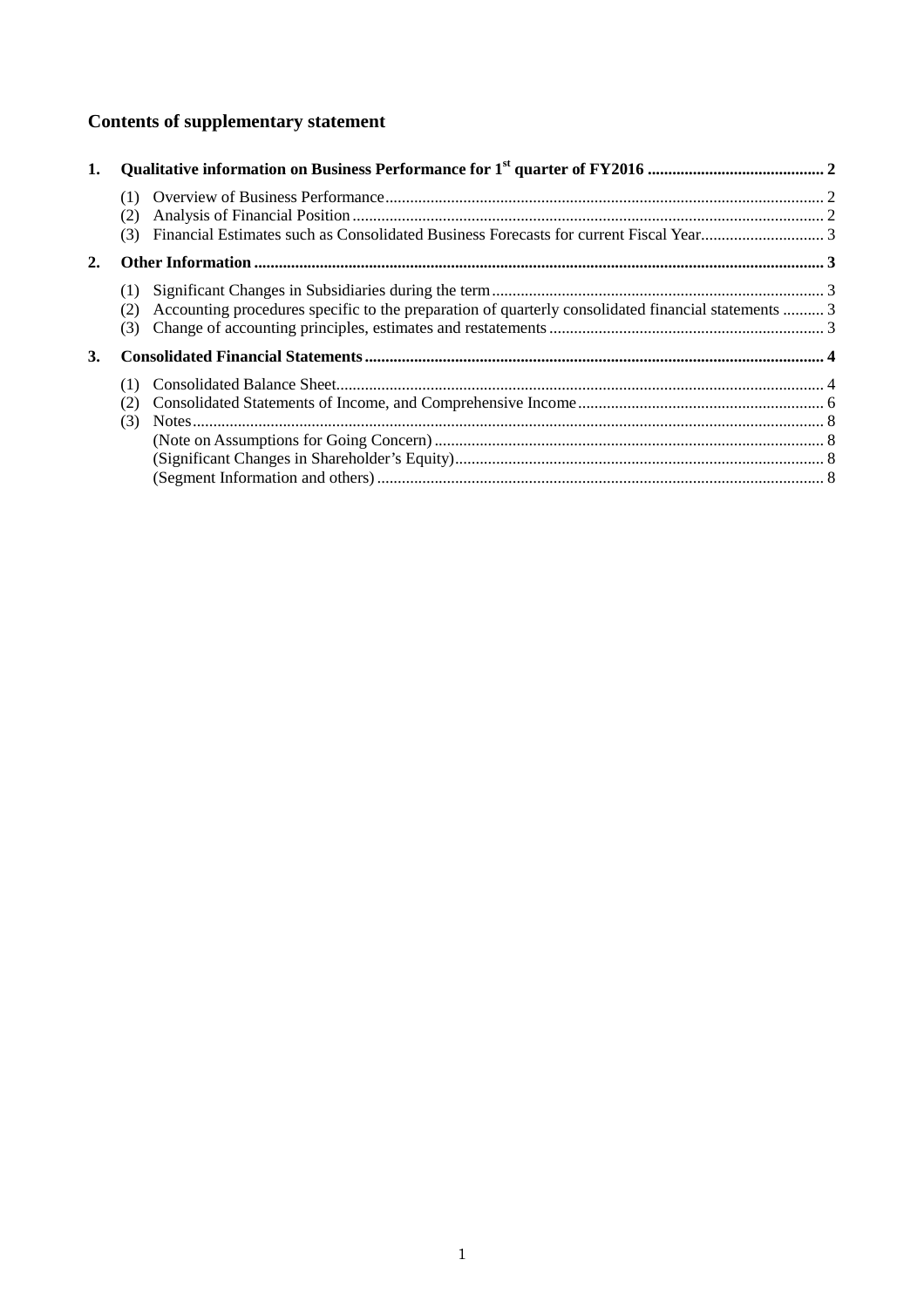## Contents of supplementary statement

1. **Qualitative information on Business Performance for 1st quarter of FY2016 .......... 2**
   - (1) Overview of Business Performance .......... 2
   - (2) Analysis of Financial Position .......... 2
   - (3) Financial Estimates such as Consolidated Business Forecasts for current Fiscal Year .......... 3
2. **Other Information .......... 3**
   - (1) Significant Changes in Subsidiaries during the term .......... 3
   - (2) Accounting procedures specific to the preparation of quarterly consolidated financial statements .......... 3
   - (3) Change of accounting principles, estimates and restatements .......... 3
3. **Consolidated Financial Statements .......... 4**
   - (1) Consolidated Balance Sheet .......... 4
   - (2) Consolidated Statements of Income, and Comprehensive Income .......... 6
   - (3) Notes .......... 8
     - (Note on Assumptions for Going Concern) .......... 8
     - (Significant Changes in Shareholder's Equity) .......... 8
     - (Segment Information and others) .......... 8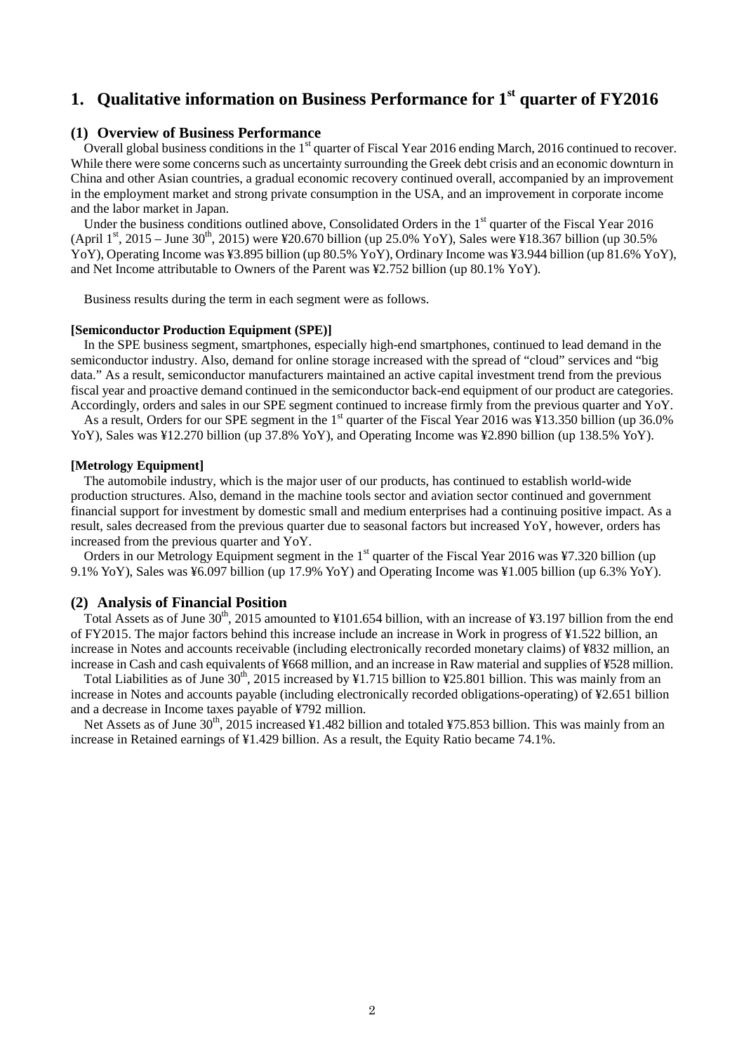# 1. Qualitative information on Business Performance for 1st quarter of FY2016

## (1) Overview of Business Performance

Overall global business conditions in the 1st quarter of Fiscal Year 2016 ending March, 2016 continued to recover. While there were some concerns such as uncertainty surrounding the Greek debt crisis and an economic downturn in China and other Asian countries, a gradual economic recovery continued overall, accompanied by an improvement in the employment market and strong private consumption in the USA, and an improvement in corporate income and the labor market in Japan.

Under the business conditions outlined above, Consolidated Orders in the 1st quarter of the Fiscal Year 2016 (April 1st, 2015 – June 30th, 2015) were ¥20.670 billion (up 25.0% YoY), Sales were ¥18.367 billion (up 30.5% YoY), Operating Income was ¥3.895 billion (up 80.5% YoY), Ordinary Income was ¥3.944 billion (up 81.6% YoY), and Net Income attributable to Owners of the Parent was ¥2.752 billion (up 80.1% YoY).

Business results during the term in each segment were as follows.

**[Semiconductor Production Equipment (SPE)]**

In the SPE business segment, smartphones, especially high-end smartphones, continued to lead demand in the semiconductor industry. Also, demand for online storage increased with the spread of "cloud" services and "big data." As a result, semiconductor manufacturers maintained an active capital investment trend from the previous fiscal year and proactive demand continued in the semiconductor back-end equipment of our product are categories. Accordingly, orders and sales in our SPE segment continued to increase firmly from the previous quarter and YoY.

As a result, Orders for our SPE segment in the 1st quarter of the Fiscal Year 2016 was ¥13.350 billion (up 36.0% YoY), Sales was ¥12.270 billion (up 37.8% YoY), and Operating Income was ¥2.890 billion (up 138.5% YoY).

**[Metrology Equipment]**

The automobile industry, which is the major user of our products, has continued to establish world-wide production structures. Also, demand in the machine tools sector and aviation sector continued and government financial support for investment by domestic small and medium enterprises had a continuing positive impact. As a result, sales decreased from the previous quarter due to seasonal factors but increased YoY, however, orders has increased from the previous quarter and YoY.

Orders in our Metrology Equipment segment in the 1st quarter of the Fiscal Year 2016 was ¥7.320 billion (up 9.1% YoY), Sales was ¥6.097 billion (up 17.9% YoY) and Operating Income was ¥1.005 billion (up 6.3% YoY).

## (2) Analysis of Financial Position

Total Assets as of June 30th, 2015 amounted to ¥101.654 billion, with an increase of ¥3.197 billion from the end of FY2015. The major factors behind this increase include an increase in Work in progress of ¥1.522 billion, an increase in Notes and accounts receivable (including electronically recorded monetary claims) of ¥832 million, an increase in Cash and cash equivalents of ¥668 million, and an increase in Raw material and supplies of ¥528 million.

Total Liabilities as of June 30th, 2015 increased by ¥1.715 billion to ¥25.801 billion. This was mainly from an increase in Notes and accounts payable (including electronically recorded obligations-operating) of ¥2.651 billion and a decrease in Income taxes payable of ¥792 million.

Net Assets as of June 30th, 2015 increased ¥1.482 billion and totaled ¥75.853 billion. This was mainly from an increase in Retained earnings of ¥1.429 billion. As a result, the Equity Ratio became 74.1%.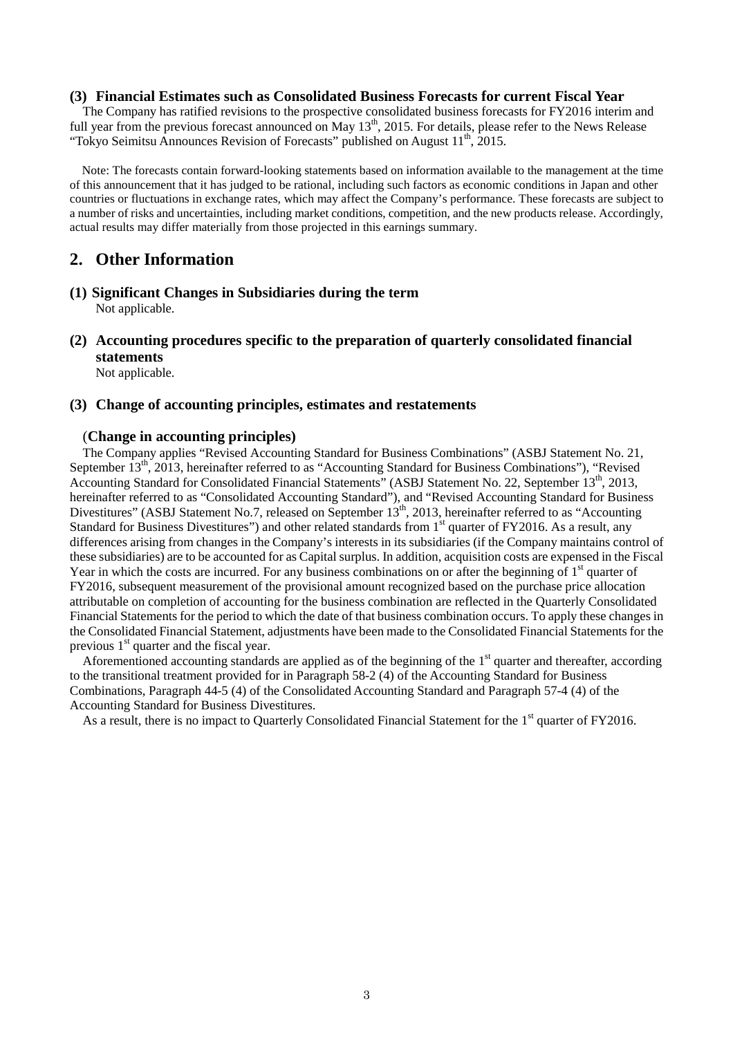### (3) Financial Estimates such as Consolidated Business Forecasts for current Fiscal Year

The Company has ratified revisions to the prospective consolidated business forecasts for FY2016 interim and full year from the previous forecast announced on May 13th, 2015. For details, please refer to the News Release "Tokyo Seimitsu Announces Revision of Forecasts" published on August 11th, 2015.

Note: The forecasts contain forward-looking statements based on information available to the management at the time of this announcement that it has judged to be rational, including such factors as economic conditions in Japan and other countries or fluctuations in exchange rates, which may affect the Company's performance. These forecasts are subject to a number of risks and uncertainties, including market conditions, competition, and the new products release. Accordingly, actual results may differ materially from those projected in this earnings summary.

## 2. Other Information

### (1) Significant Changes in Subsidiaries during the term

Not applicable.

### (2) Accounting procedures specific to the preparation of quarterly consolidated financial statements

Not applicable.

### (3) Change of accounting principles, estimates and restatements

**(Change in accounting principles)**

The Company applies "Revised Accounting Standard for Business Combinations" (ASBJ Statement No. 21, September 13th, 2013, hereinafter referred to as "Accounting Standard for Business Combinations"), "Revised Accounting Standard for Consolidated Financial Statements" (ASBJ Statement No. 22, September 13th, 2013, hereinafter referred to as "Consolidated Accounting Standard"), and "Revised Accounting Standard for Business Divestitures" (ASBJ Statement No.7, released on September 13th, 2013, hereinafter referred to as "Accounting Standard for Business Divestitures") and other related standards from 1st quarter of FY2016. As a result, any differences arising from changes in the Company's interests in its subsidiaries (if the Company maintains control of these subsidiaries) are to be accounted for as Capital surplus. In addition, acquisition costs are expensed in the Fiscal Year in which the costs are incurred. For any business combinations on or after the beginning of 1st quarter of FY2016, subsequent measurement of the provisional amount recognized based on the purchase price allocation attributable on completion of accounting for the business combination are reflected in the Quarterly Consolidated Financial Statements for the period to which the date of that business combination occurs. To apply these changes in the Consolidated Financial Statement, adjustments have been made to the Consolidated Financial Statements for the previous 1st quarter and the fiscal year.

Aforementioned accounting standards are applied as of the beginning of the 1st quarter and thereafter, according to the transitional treatment provided for in Paragraph 58-2 (4) of the Accounting Standard for Business Combinations, Paragraph 44-5 (4) of the Consolidated Accounting Standard and Paragraph 57-4 (4) of the Accounting Standard for Business Divestitures.

As a result, there is no impact to Quarterly Consolidated Financial Statement for the 1st quarter of FY2016.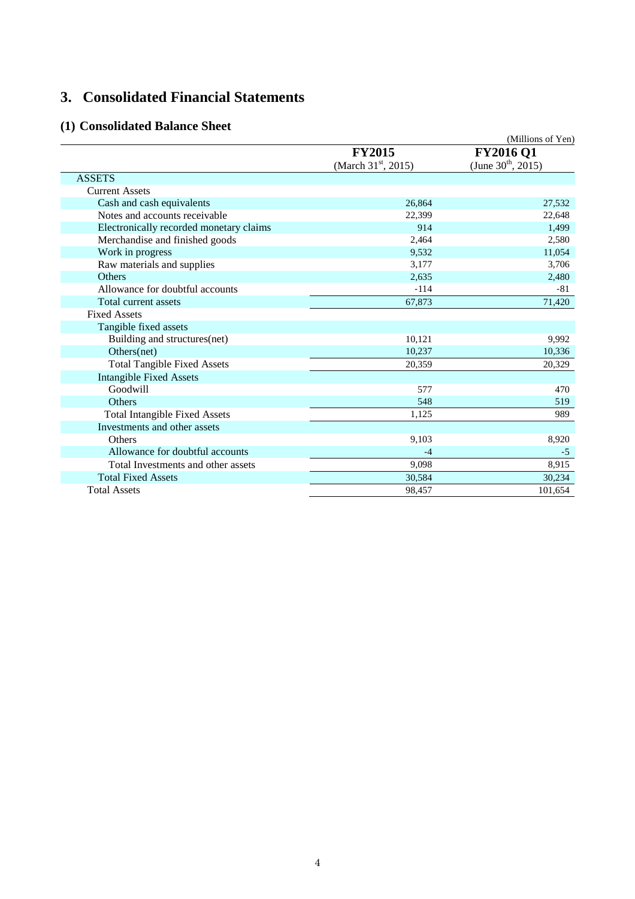# 3. Consolidated Financial Statements

## (1) Consolidated Balance Sheet

(Millions of Yen)

| | FY2015 (March 31st, 2015) | FY2016 Q1 (June 30th, 2015) |
|---|---|---|
| ASSETS | | |
| Current Assets | | |
| Cash and cash equivalents | 26,864 | 27,532 |
| Notes and accounts receivable | 22,399 | 22,648 |
| Electronically recorded monetary claims | 914 | 1,499 |
| Merchandise and finished goods | 2,464 | 2,580 |
| Work in progress | 9,532 | 11,054 |
| Raw materials and supplies | 3,177 | 3,706 |
| Others | 2,635 | 2,480 |
| Allowance for doubtful accounts | -114 | -81 |
| Total current assets | 67,873 | 71,420 |
| Fixed Assets | | |
| Tangible fixed assets | | |
| Building and structures(net) | 10,121 | 9,992 |
| Others(net) | 10,237 | 10,336 |
| Total Tangible Fixed Assets | 20,359 | 20,329 |
| Intangible Fixed Assets | | |
| Goodwill | 577 | 470 |
| Others | 548 | 519 |
| Total Intangible Fixed Assets | 1,125 | 989 |
| Investments and other assets | | |
| Others | 9,103 | 8,920 |
| Allowance for doubtful accounts | -4 | -5 |
| Total Investments and other assets | 9,098 | 8,915 |
| Total Fixed Assets | 30,584 | 30,234 |
| Total Assets | 98,457 | 101,654 |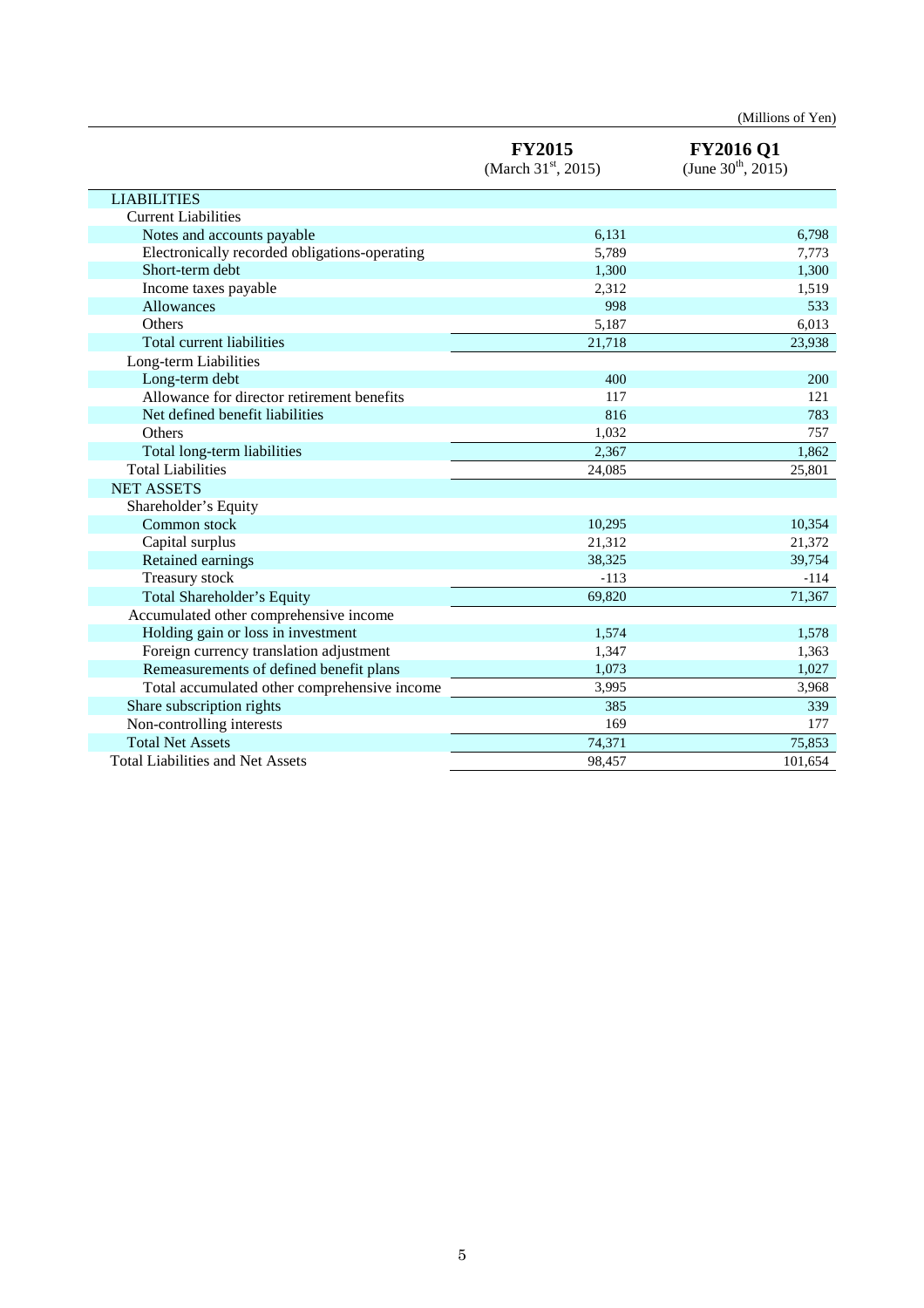(Millions of Yen)

| | **FY2015** (March 31st, 2015) | **FY2016 Q1** (June 30th, 2015) |
|---|---|---|
| LIABILITIES | | |
| Current Liabilities | | |
| Notes and accounts payable | 6,131 | 6,798 |
| Electronically recorded obligations-operating | 5,789 | 7,773 |
| Short-term debt | 1,300 | 1,300 |
| Income taxes payable | 2,312 | 1,519 |
| Allowances | 998 | 533 |
| Others | 5,187 | 6,013 |
| Total current liabilities | 21,718 | 23,938 |
| Long-term Liabilities | | |
| Long-term debt | 400 | 200 |
| Allowance for director retirement benefits | 117 | 121 |
| Net defined benefit liabilities | 816 | 783 |
| Others | 1,032 | 757 |
| Total long-term liabilities | 2,367 | 1,862 |
| Total Liabilities | 24,085 | 25,801 |
| NET ASSETS | | |
| Shareholder's Equity | | |
| Common stock | 10,295 | 10,354 |
| Capital surplus | 21,312 | 21,372 |
| Retained earnings | 38,325 | 39,754 |
| Treasury stock | -113 | -114 |
| Total Shareholder's Equity | 69,820 | 71,367 |
| Accumulated other comprehensive income | | |
| Holding gain or loss in investment | 1,574 | 1,578 |
| Foreign currency translation adjustment | 1,347 | 1,363 |
| Remeasurements of defined benefit plans | 1,073 | 1,027 |
| Total accumulated other comprehensive income | 3,995 | 3,968 |
| Share subscription rights | 385 | 339 |
| Non-controlling interests | 169 | 177 |
| Total Net Assets | 74,371 | 75,853 |
| Total Liabilities and Net Assets | 98,457 | 101,654 |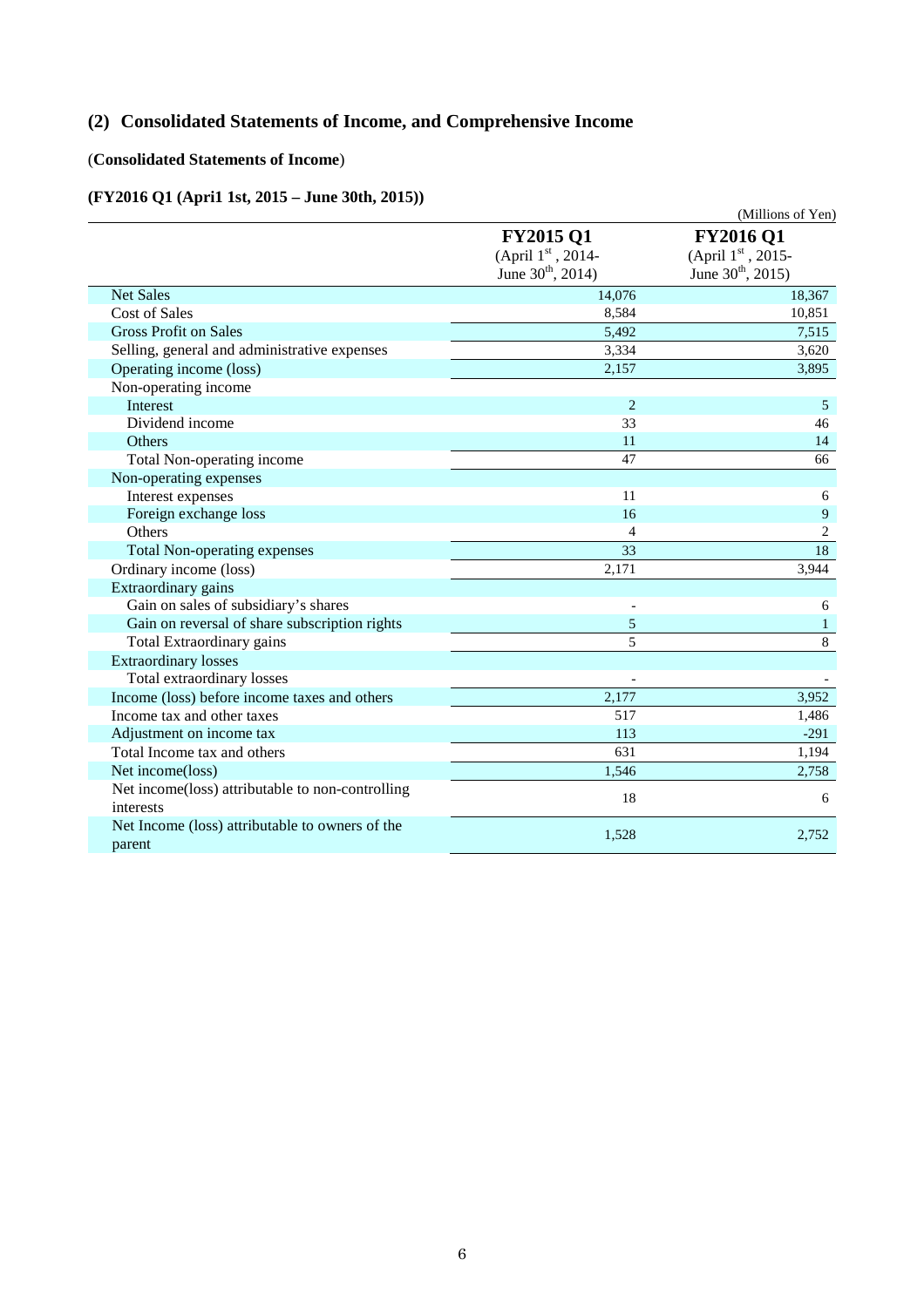## (2) Consolidated Statements of Income, and Comprehensive Income

(**Consolidated Statements of Income**)

### (FY2016 Q1 (Apri1 1st, 2015 – June 30th, 2015))

(Millions of Yen)

| | FY2015 Q1 (April 1st, 2014- June 30th, 2014) | FY2016 Q1 (April 1st, 2015- June 30th, 2015) |
|---|---|---|
| Net Sales | 14,076 | 18,367 |
| Cost of Sales | 8,584 | 10,851 |
| Gross Profit on Sales | 5,492 | 7,515 |
| Selling, general and administrative expenses | 3,334 | 3,620 |
| Operating income (loss) | 2,157 | 3,895 |
| Non-operating income | | |
| Interest | 2 | 5 |
| Dividend income | 33 | 46 |
| Others | 11 | 14 |
| Total Non-operating income | 47 | 66 |
| Non-operating expenses | | |
| Interest expenses | 11 | 6 |
| Foreign exchange loss | 16 | 9 |
| Others | 4 | 2 |
| Total Non-operating expenses | 33 | 18 |
| Ordinary income (loss) | 2,171 | 3,944 |
| Extraordinary gains | | |
| Gain on sales of subsidiary's shares | - | 6 |
| Gain on reversal of share subscription rights | 5 | 1 |
| Total Extraordinary gains | 5 | 8 |
| Extraordinary losses | | |
| Total extraordinary losses | - | - |
| Income (loss) before income taxes and others | 2,177 | 3,952 |
| Income tax and other taxes | 517 | 1,486 |
| Adjustment on income tax | 113 | -291 |
| Total Income tax and others | 631 | 1,194 |
| Net income(loss) | 1,546 | 2,758 |
| Net income(loss) attributable to non-controlling interests | 18 | 6 |
| Net Income (loss) attributable to owners of the parent | 1,528 | 2,752 |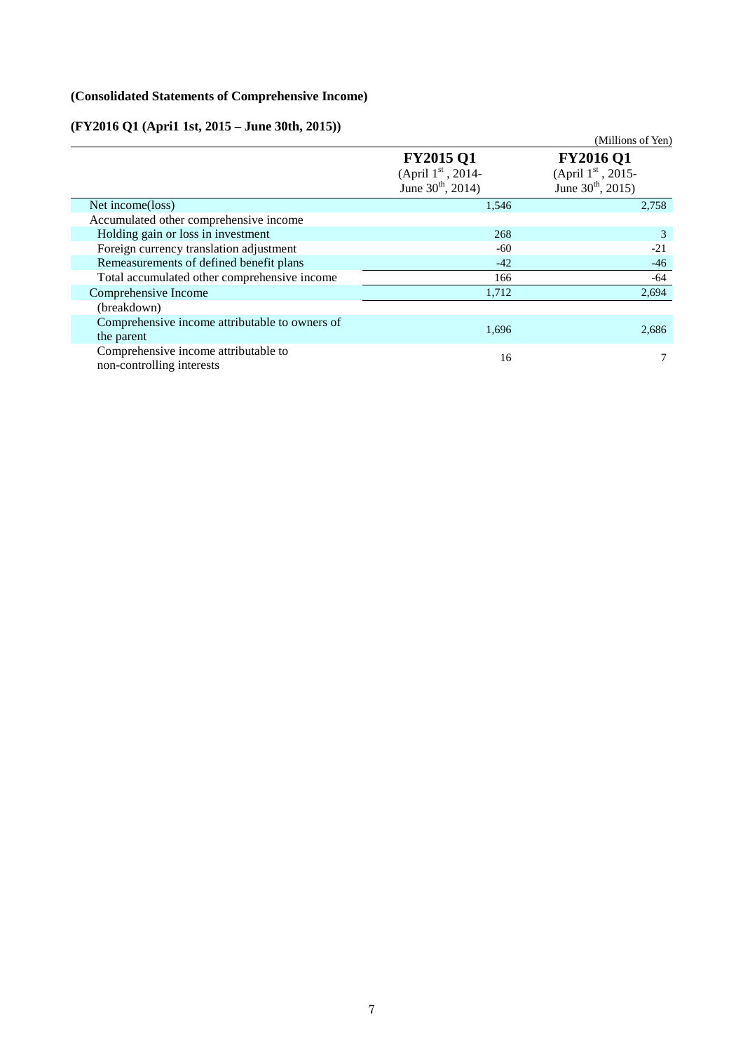**(Consolidated Statements of Comprehensive Income)**

**(FY2016 Q1 (Apri1 1st, 2015 – June 30th, 2015))**

(Millions of Yen)

| | **FY2015 Q1** (April 1st, 2014- June 30th, 2014) | **FY2016 Q1** (April 1st, 2015- June 30th, 2015) |
|---|---|---|
| Net income(loss) | 1,546 | 2,758 |
| Accumulated other comprehensive income | | |
| Holding gain or loss in investment | 268 | 3 |
| Foreign currency translation adjustment | -60 | -21 |
| Remeasurements of defined benefit plans | -42 | -46 |
| Total accumulated other comprehensive income | 166 | -64 |
| Comprehensive Income | 1,712 | 2,694 |
| (breakdown) | | |
| Comprehensive income attributable to owners of the parent | 1,696 | 2,686 |
| Comprehensive income attributable to non-controlling interests | 16 | 7 |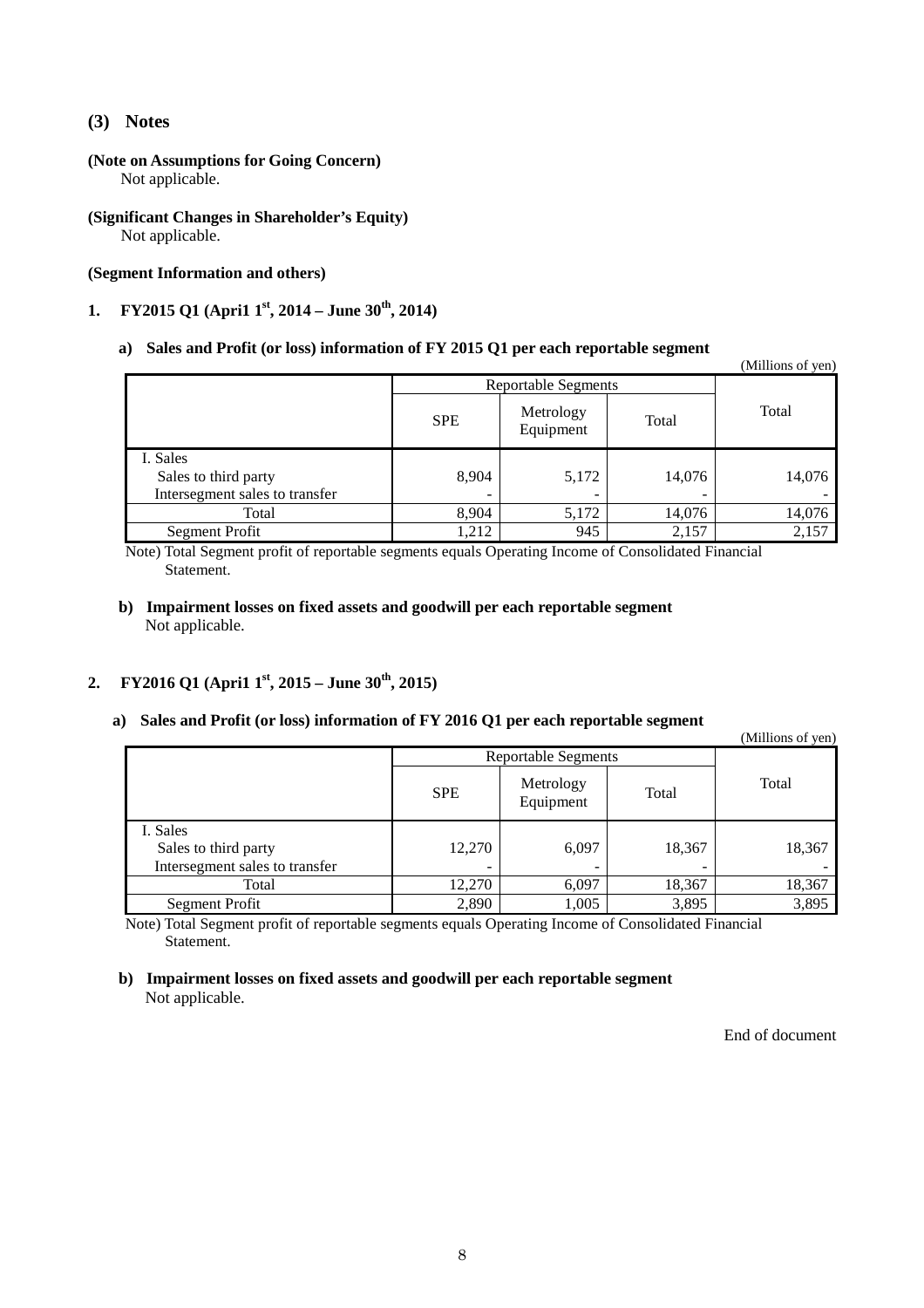## (3) Notes

**(Note on Assumptions for Going Concern)**
Not applicable.

**(Significant Changes in Shareholder's Equity)**
Not applicable.

**(Segment Information and others)**

### 1. FY2015 Q1 (April 1st, 2014 – June 30th, 2014)

**a) Sales and Profit (or loss) information of FY 2015 Q1 per each reportable segment**

(Millions of yen)

| | Reportable Segments | | | Total |
|---|---|---|---|---|
| | SPE | Metrology Equipment | Total | |
| I. Sales | | | | |
| Sales to third party | 8,904 | 5,172 | 14,076 | 14,076 |
| Intersegment sales to transfer | - | - | - | - |
| Total | 8,904 | 5,172 | 14,076 | 14,076 |
| Segment Profit | 1,212 | 945 | 2,157 | 2,157 |

Note) Total Segment profit of reportable segments equals Operating Income of Consolidated Financial Statement.

**b) Impairment losses on fixed assets and goodwill per each reportable segment**
Not applicable.

### 2. FY2016 Q1 (April 1st, 2015 – June 30th, 2015)

**a) Sales and Profit (or loss) information of FY 2016 Q1 per each reportable segment**

(Millions of yen)

| | Reportable Segments | | | Total |
|---|---|---|---|---|
| | SPE | Metrology Equipment | Total | |
| I. Sales | | | | |
| Sales to third party | 12,270 | 6,097 | 18,367 | 18,367 |
| Intersegment sales to transfer | - | - | - | - |
| Total | 12,270 | 6,097 | 18,367 | 18,367 |
| Segment Profit | 2,890 | 1,005 | 3,895 | 3,895 |

Note) Total Segment profit of reportable segments equals Operating Income of Consolidated Financial Statement.

**b) Impairment losses on fixed assets and goodwill per each reportable segment**
Not applicable.

End of document